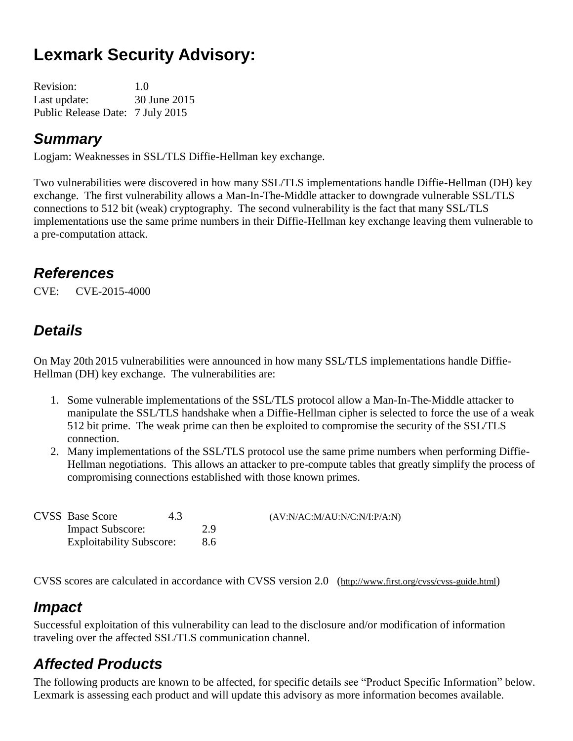# Lexmark Security Advisory:

Revision: 1.0
Last update: 30 June 2015
Public Release Date: 7 July 2015

## Summary

Logjam: Weaknesses in SSL/TLS Diffie-Hellman key exchange.

Two vulnerabilities were discovered in how many SSL/TLS implementations handle Diffie-Hellman (DH) key exchange. The first vulnerability allows a Man-In-The-Middle attacker to downgrade vulnerable SSL/TLS connections to 512 bit (weak) cryptography. The second vulnerability is the fact that many SSL/TLS implementations use the same prime numbers in their Diffie-Hellman key exchange leaving them vulnerable to a pre-computation attack.

## References

CVE: CVE-2015-4000

## Details

On May 20th 2015 vulnerabilities were announced in how many SSL/TLS implementations handle Diffie-Hellman (DH) key exchange. The vulnerabilities are:

1. Some vulnerable implementations of the SSL/TLS protocol allow a Man-In-The-Middle attacker to manipulate the SSL/TLS handshake when a Diffie-Hellman cipher is selected to force the use of a weak 512 bit prime. The weak prime can then be exploited to compromise the security of the SSL/TLS connection.
2. Many implementations of the SSL/TLS protocol use the same prime numbers when performing Diffie-Hellman negotiations. This allows an attacker to pre-compute tables that greatly simplify the process of compromising connections established with those known primes.

CVSS Base Score 4.3 (AV:N/AC:M/AU:N/C:N/I:P/A:N)
Impact Subscore: 2.9
Exploitability Subscore: 8.6

CVSS scores are calculated in accordance with CVSS version 2.0 (http://www.first.org/cvss/cvss-guide.html)

## Impact

Successful exploitation of this vulnerability can lead to the disclosure and/or modification of information traveling over the affected SSL/TLS communication channel.

## Affected Products

The following products are known to be affected, for specific details see "Product Specific Information" below. Lexmark is assessing each product and will update this advisory as more information becomes available.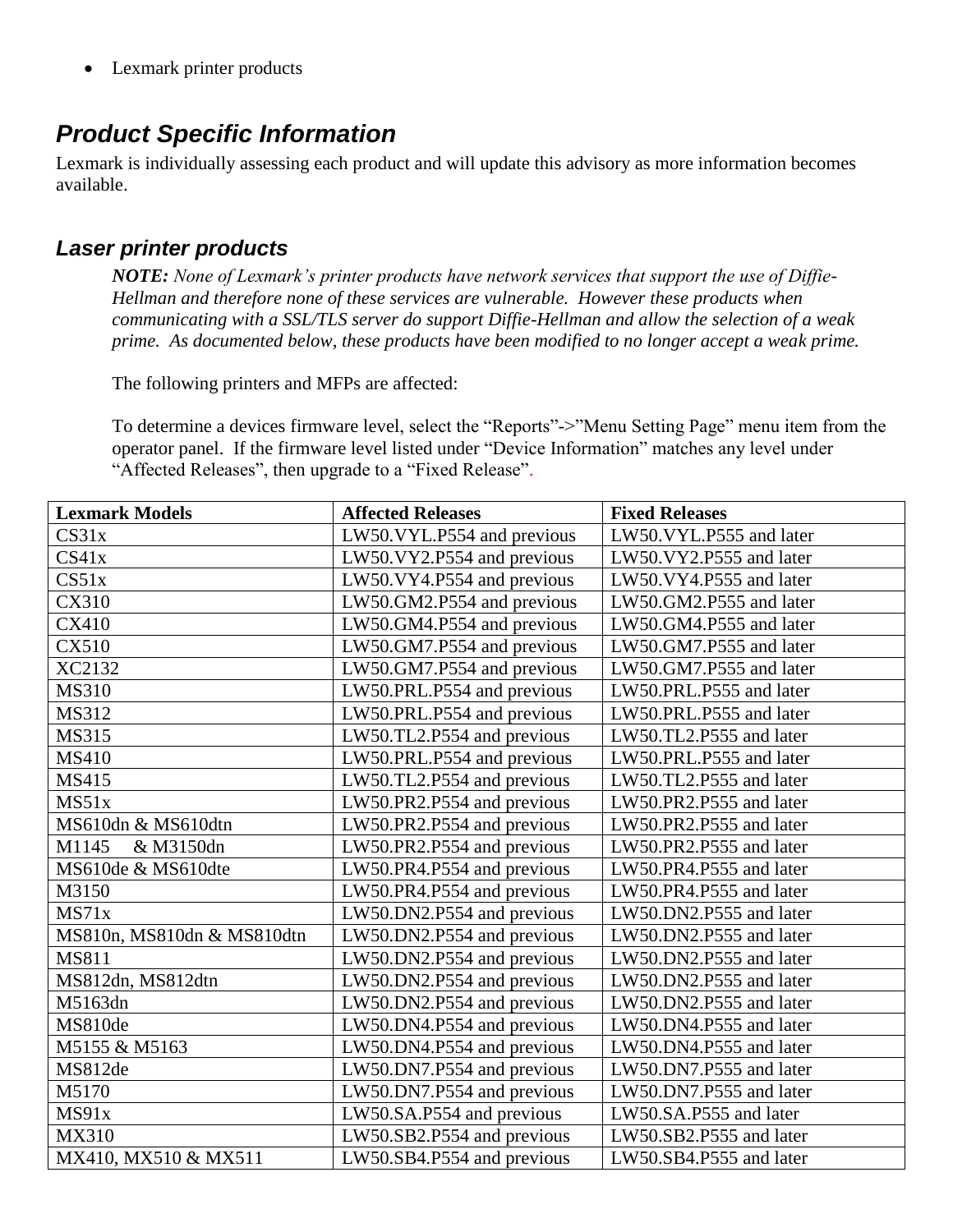- Lexmark printer products

## Product Specific Information

Lexmark is individually assessing each product and will update this advisory as more information becomes available.

### Laser printer products

***NOTE:*** *None of Lexmark's printer products have network services that support the use of Diffie-Hellman and therefore none of these services are vulnerable. However these products when communicating with a SSL/TLS server do support Diffie-Hellman and allow the selection of a weak prime. As documented below, these products have been modified to no longer accept a weak prime.*

The following printers and MFPs are affected:

To determine a devices firmware level, select the "Reports"->"Menu Setting Page" menu item from the operator panel. If the firmware level listed under "Device Information" matches any level under "Affected Releases", then upgrade to a "Fixed Release".

| Lexmark Models | Affected Releases | Fixed Releases |
|---|---|---|
| CS31x | LW50.VYL.P554 and previous | LW50.VYL.P555 and later |
| CS41x | LW50.VY2.P554 and previous | LW50.VY2.P555 and later |
| CS51x | LW50.VY4.P554 and previous | LW50.VY4.P555 and later |
| CX310 | LW50.GM2.P554 and previous | LW50.GM2.P555 and later |
| CX410 | LW50.GM4.P554 and previous | LW50.GM4.P555 and later |
| CX510 | LW50.GM7.P554 and previous | LW50.GM7.P555 and later |
| XC2132 | LW50.GM7.P554 and previous | LW50.GM7.P555 and later |
| MS310 | LW50.PRL.P554 and previous | LW50.PRL.P555 and later |
| MS312 | LW50.PRL.P554 and previous | LW50.PRL.P555 and later |
| MS315 | LW50.TL2.P554 and previous | LW50.TL2.P555 and later |
| MS410 | LW50.PRL.P554 and previous | LW50.PRL.P555 and later |
| MS415 | LW50.TL2.P554 and previous | LW50.TL2.P555 and later |
| MS51x | LW50.PR2.P554 and previous | LW50.PR2.P555 and later |
| MS610dn & MS610dtn | LW50.PR2.P554 and previous | LW50.PR2.P555 and later |
| M1145 & M3150dn | LW50.PR2.P554 and previous | LW50.PR2.P555 and later |
| MS610de & MS610dte | LW50.PR4.P554 and previous | LW50.PR4.P555 and later |
| M3150 | LW50.PR4.P554 and previous | LW50.PR4.P555 and later |
| MS71x | LW50.DN2.P554 and previous | LW50.DN2.P555 and later |
| MS810n, MS810dn & MS810dtn | LW50.DN2.P554 and previous | LW50.DN2.P555 and later |
| MS811 | LW50.DN2.P554 and previous | LW50.DN2.P555 and later |
| MS812dn, MS812dtn | LW50.DN2.P554 and previous | LW50.DN2.P555 and later |
| M5163dn | LW50.DN2.P554 and previous | LW50.DN2.P555 and later |
| MS810de | LW50.DN4.P554 and previous | LW50.DN4.P555 and later |
| M5155 & M5163 | LW50.DN4.P554 and previous | LW50.DN4.P555 and later |
| MS812de | LW50.DN7.P554 and previous | LW50.DN7.P555 and later |
| M5170 | LW50.DN7.P554 and previous | LW50.DN7.P555 and later |
| MS91x | LW50.SA.P554 and previous | LW50.SA.P555 and later |
| MX310 | LW50.SB2.P554 and previous | LW50.SB2.P555 and later |
| MX410, MX510 & MX511 | LW50.SB4.P554 and previous | LW50.SB4.P555 and later |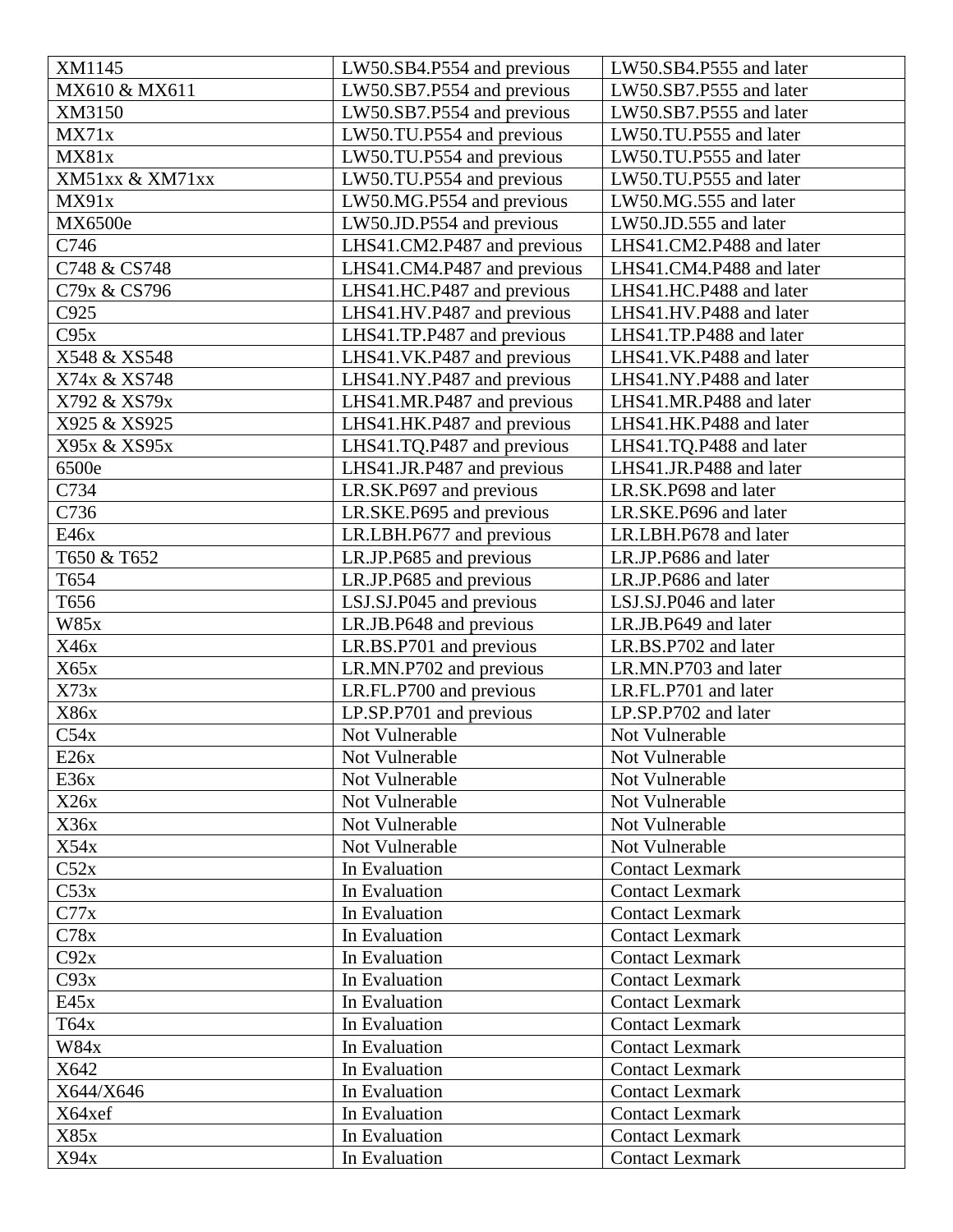| | | |
|---|---|---|
| XM1145 | LW50.SB4.P554 and previous | LW50.SB4.P555 and later |
| MX610 & MX611 | LW50.SB7.P554 and previous | LW50.SB7.P555 and later |
| XM3150 | LW50.SB7.P554 and previous | LW50.SB7.P555 and later |
| MX71x | LW50.TU.P554 and previous | LW50.TU.P555 and later |
| MX81x | LW50.TU.P554 and previous | LW50.TU.P555 and later |
| XM51xx & XM71xx | LW50.TU.P554 and previous | LW50.TU.P555 and later |
| MX91x | LW50.MG.P554 and previous | LW50.MG.555 and later |
| MX6500e | LW50.JD.P554 and previous | LW50.JD.555 and later |
| C746 | LHS41.CM2.P487 and previous | LHS41.CM2.P488 and later |
| C748 & CS748 | LHS41.CM4.P487 and previous | LHS41.CM4.P488 and later |
| C79x & CS796 | LHS41.HC.P487 and previous | LHS41.HC.P488 and later |
| C925 | LHS41.HV.P487 and previous | LHS41.HV.P488 and later |
| C95x | LHS41.TP.P487 and previous | LHS41.TP.P488 and later |
| X548 & XS548 | LHS41.VK.P487 and previous | LHS41.VK.P488 and later |
| X74x & XS748 | LHS41.NY.P487 and previous | LHS41.NY.P488 and later |
| X792 & XS79x | LHS41.MR.P487 and previous | LHS41.MR.P488 and later |
| X925 & XS925 | LHS41.HK.P487 and previous | LHS41.HK.P488 and later |
| X95x & XS95x | LHS41.TQ.P487 and previous | LHS41.TQ.P488 and later |
| 6500e | LHS41.JR.P487 and previous | LHS41.JR.P488 and later |
| C734 | LR.SK.P697 and previous | LR.SK.P698 and later |
| C736 | LR.SKE.P695 and previous | LR.SKE.P696 and later |
| E46x | LR.LBH.P677 and previous | LR.LBH.P678 and later |
| T650 & T652 | LR.JP.P685 and previous | LR.JP.P686 and later |
| T654 | LR.JP.P685 and previous | LR.JP.P686 and later |
| T656 | LSJ.SJ.P045 and previous | LSJ.SJ.P046 and later |
| W85x | LR.JB.P648 and previous | LR.JB.P649 and later |
| X46x | LR.BS.P701 and previous | LR.BS.P702 and later |
| X65x | LR.MN.P702 and previous | LR.MN.P703 and later |
| X73x | LR.FL.P700 and previous | LR.FL.P701 and later |
| X86x | LP.SP.P701 and previous | LP.SP.P702 and later |
| C54x | Not Vulnerable | Not Vulnerable |
| E26x | Not Vulnerable | Not Vulnerable |
| E36x | Not Vulnerable | Not Vulnerable |
| X26x | Not Vulnerable | Not Vulnerable |
| X36x | Not Vulnerable | Not Vulnerable |
| X54x | Not Vulnerable | Not Vulnerable |
| C52x | In Evaluation | Contact Lexmark |
| C53x | In Evaluation | Contact Lexmark |
| C77x | In Evaluation | Contact Lexmark |
| C78x | In Evaluation | Contact Lexmark |
| C92x | In Evaluation | Contact Lexmark |
| C93x | In Evaluation | Contact Lexmark |
| E45x | In Evaluation | Contact Lexmark |
| T64x | In Evaluation | Contact Lexmark |
| W84x | In Evaluation | Contact Lexmark |
| X642 | In Evaluation | Contact Lexmark |
| X644/X646 | In Evaluation | Contact Lexmark |
| X64xef | In Evaluation | Contact Lexmark |
| X85x | In Evaluation | Contact Lexmark |
| X94x | In Evaluation | Contact Lexmark |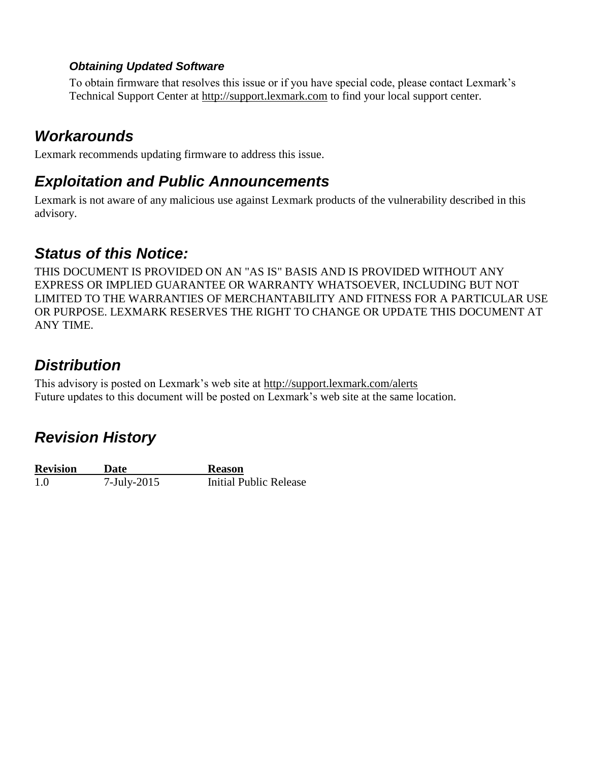### *Obtaining Updated Software*

To obtain firmware that resolves this issue or if you have special code, please contact Lexmark's Technical Support Center at http://support.lexmark.com to find your local support center.

## *Workarounds*

Lexmark recommends updating firmware to address this issue.

## *Exploitation and Public Announcements*

Lexmark is not aware of any malicious use against Lexmark products of the vulnerability described in this advisory.

## *Status of this Notice:*

THIS DOCUMENT IS PROVIDED ON AN "AS IS" BASIS AND IS PROVIDED WITHOUT ANY EXPRESS OR IMPLIED GUARANTEE OR WARRANTY WHATSOEVER, INCLUDING BUT NOT LIMITED TO THE WARRANTIES OF MERCHANTABILITY AND FITNESS FOR A PARTICULAR USE OR PURPOSE. LEXMARK RESERVES THE RIGHT TO CHANGE OR UPDATE THIS DOCUMENT AT ANY TIME.

## *Distribution*

This advisory is posted on Lexmark's web site at http://support.lexmark.com/alerts
Future updates to this document will be posted on Lexmark's web site at the same location.

## *Revision History*

| Revision | Date | Reason |
| --- | --- | --- |
| 1.0 | 7-July-2015 | Initial Public Release |